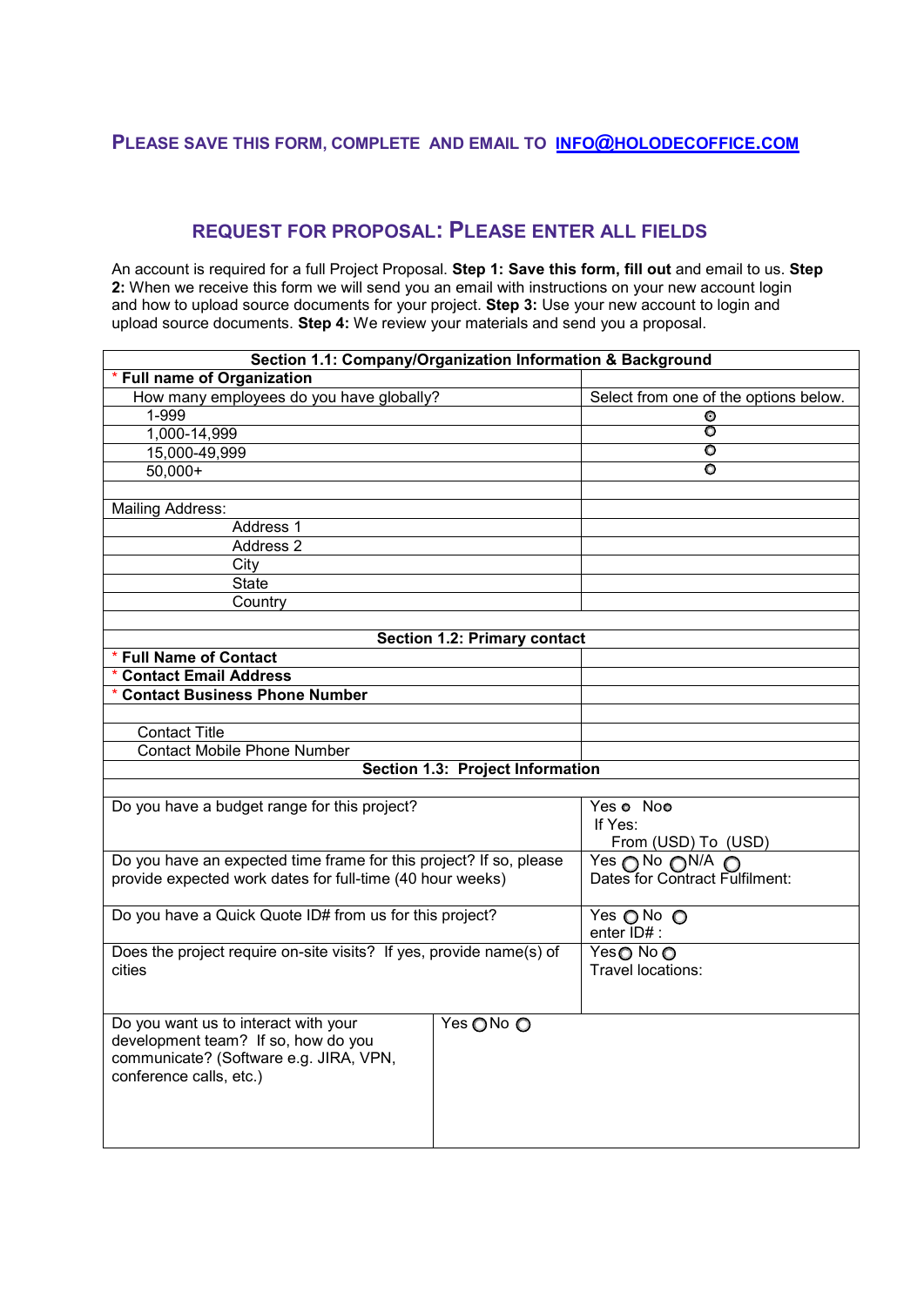**PLEASE SAVE THIS FORM, COMPLETE AND EMAIL TO [INFO@HOLODECOFFICE.COM](mailto:INFO@HOLODECOFFICE.COM)**

## REQUEST FOR PROPOSAL: PLEASE ENTER ALL FIELDS

An account is required for a full Project Proposal. **Step 1: Save this form, fill out** and email to us. **Step 2:** When we receive this form we will send you an email with instructions on your new account login and how to upload source documents for your project. **Step 3:** Use your new account to login and upload source documents. **Step 4:** We review your materials and send you a proposal.

| Section 1.1: Company/Organization Information & Background | |
|---|---|
| * **Full name of Organization** | |
| How many employees do you have globally? | Select from one of the options below. |
| 1-999 | ◉ |
| 1,000-14,999 | ○ |
| 15,000-49,999 | ○ |
| 50,000+ | ○ |
| | |
| Mailing Address: | |
| Address 1 | |
| Address 2 | |
| City | |
| State | |
| Country | |
| | |
| **Section 1.2: Primary contact** | |
| * **Full Name of Contact** | |
| * **Contact Email Address** | |
| * **Contact Business Phone Number** | |
| | |
| Contact Title | |
| Contact Mobile Phone Number | |
| **Section 1.3: Project Information** | |
| | |
| Do you have a budget range for this project? | Yes ○ No ○<br>If Yes:<br>From (USD) To (USD) |
| Do you have an expected time frame for this project? If so, please provide expected work dates for full-time (40 hour weeks) | Yes ○ No ○ N/A ○<br>Dates for Contract Fulfilment: |
| Do you have a Quick Quote ID# from us for this project? | Yes ○ No ○<br>enter ID# : |
| Does the project require on-site visits? If yes, provide name(s) of cities | Yes ○ No ○<br>Travel locations: |
| Do you want us to interact with your development team? If so, how do you communicate? (Software e.g. JIRA, VPN, conference calls, etc.) | Yes ○ No ○ |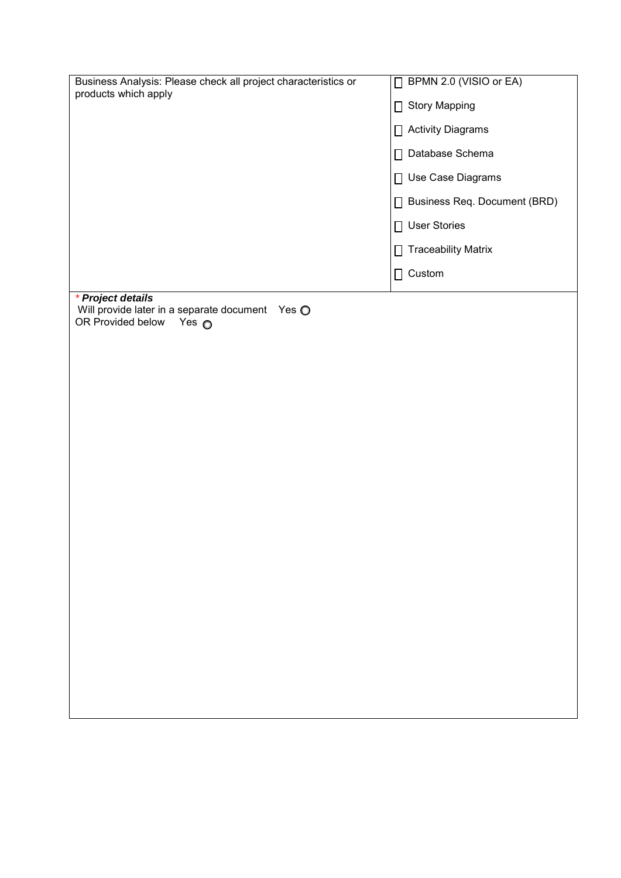| | |
|---|---|
| Business Analysis: Please check all project characteristics or products which apply | ☐ BPMN 2.0 (VISIO or EA)<br>☐ Story Mapping<br>☐ Activity Diagrams<br>☐ Database Schema<br>☐ Use Case Diagrams<br>☐ Business Req. Document (BRD)<br>☐ User Stories<br>☐ Traceability Matrix<br>☐ Custom |

\* ***Project details***

Will provide later in a separate document Yes ○

OR Provided below Yes ○